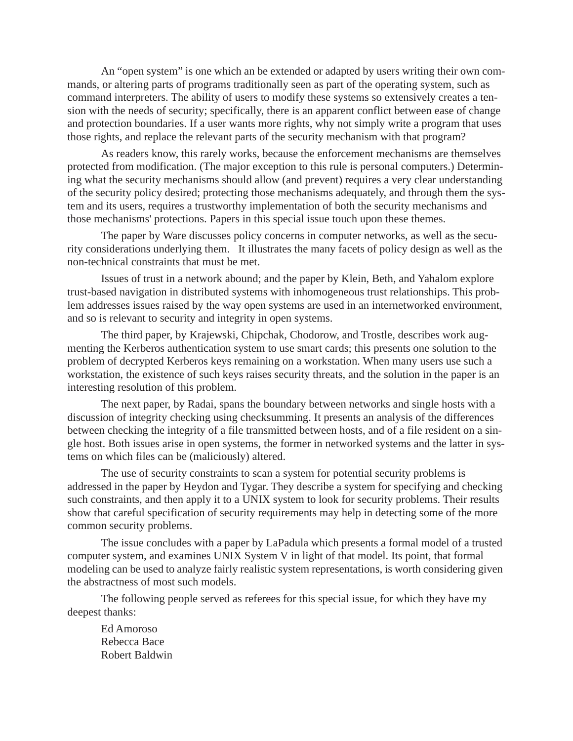An “open system” is one which an be extended or adapted by users writing their own commands, or altering parts of programs traditionally seen as part of the operating system, such as command interpreters. The ability of users to modify these systems so extensively creates a tension with the needs of security; specifically, there is an apparent conflict between ease of change and protection boundaries. If a user wants more rights, why not simply write a program that uses those rights, and replace the relevant parts of the security mechanism with that program?

As readers know, this rarely works, because the enforcement mechanisms are themselves protected from modification. (The major exception to this rule is personal computers.) Determining what the security mechanisms should allow (and prevent) requires a very clear understanding of the security policy desired; protecting those mechanisms adequately, and through them the system and its users, requires a trustworthy implementation of both the security mechanisms and those mechanisms' protections. Papers in this special issue touch upon these themes.

The paper by Ware discusses policy concerns in computer networks, as well as the security considerations underlying them. It illustrates the many facets of policy design as well as the non-technical constraints that must be met.

Issues of trust in a network abound; and the paper by Klein, Beth, and Yahalom explore trust-based navigation in distributed systems with inhomogeneous trust relationships. This problem addresses issues raised by the way open systems are used in an internetworked environment, and so is relevant to security and integrity in open systems.

The third paper, by Krajewski, Chipchak, Chodorow, and Trostle, describes work augmenting the Kerberos authentication system to use smart cards; this presents one solution to the problem of decrypted Kerberos keys remaining on a workstation. When many users use such a workstation, the existence of such keys raises security threats, and the solution in the paper is an interesting resolution of this problem.

The next paper, by Radai, spans the boundary between networks and single hosts with a discussion of integrity checking using checksumming. It presents an analysis of the differences between checking the integrity of a file transmitted between hosts, and of a file resident on a single host. Both issues arise in open systems, the former in networked systems and the latter in systems on which files can be (maliciously) altered.

The use of security constraints to scan a system for potential security problems is addressed in the paper by Heydon and Tygar. They describe a system for specifying and checking such constraints, and then apply it to a UNIX system to look for security problems. Their results show that careful specification of security requirements may help in detecting some of the more common security problems.

The issue concludes with a paper by LaPadula which presents a formal model of a trusted computer system, and examines UNIX System V in light of that model. Its point, that formal modeling can be used to analyze fairly realistic system representations, is worth considering given the abstractness of most such models.

The following people served as referees for this special issue, for which they have my deepest thanks:

Ed Amoroso
Rebecca Bace
Robert Baldwin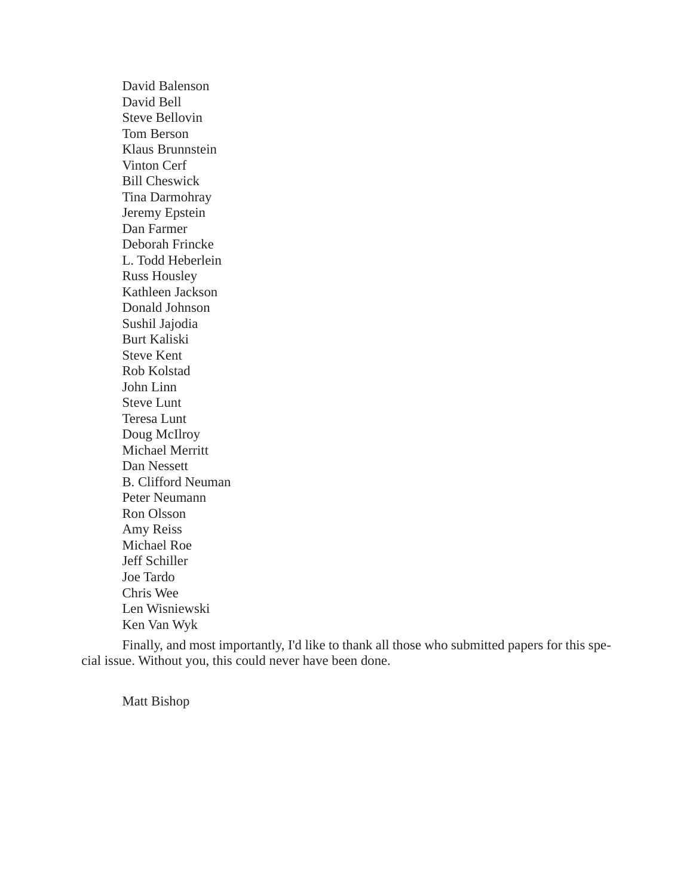David Balenson  
David Bell  
Steve Bellovin  
Tom Berson  
Klaus Brunnstein  
Vinton Cerf  
Bill Cheswick  
Tina Darmohray  
Jeremy Epstein  
Dan Farmer  
Deborah Frincke  
L. Todd Heberlein  
Russ Housley  
Kathleen Jackson  
Donald Johnson  
Sushil Jajodia  
Burt Kaliski  
Steve Kent  
Rob Kolstad  
John Linn  
Steve Lunt  
Teresa Lunt  
Doug McIlroy  
Michael Merritt  
Dan Nessett  
B. Clifford Neuman  
Peter Neumann  
Ron Olsson  
Amy Reiss  
Michael Roe  
Jeff Schiller  
Joe Tardo  
Chris Wee  
Len Wisniewski  
Ken Van Wyk

Finally, and most importantly, I'd like to thank all those who submitted papers for this special issue. Without you, this could never have been done.

Matt Bishop